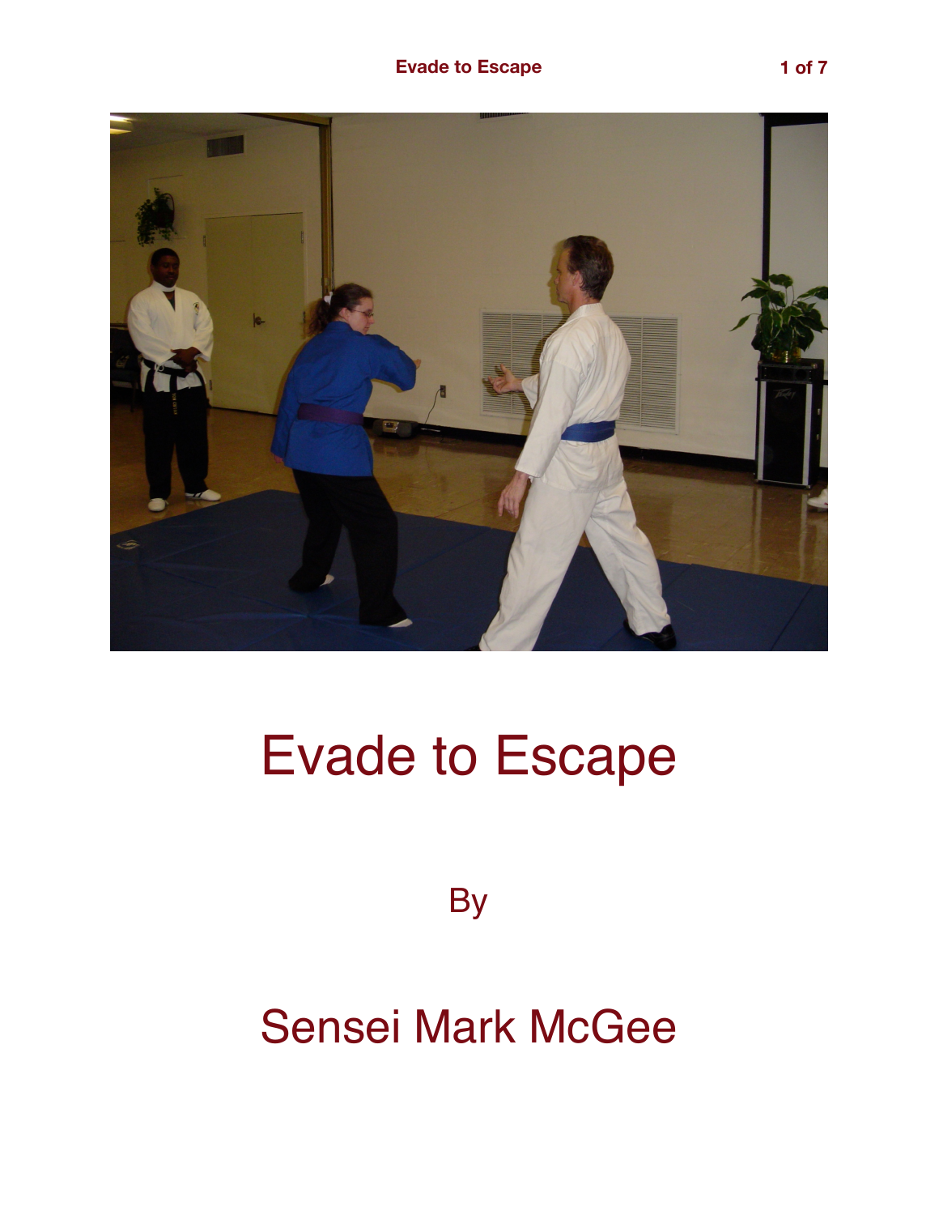# Evade to Escape

By

## Sensei Mark McGee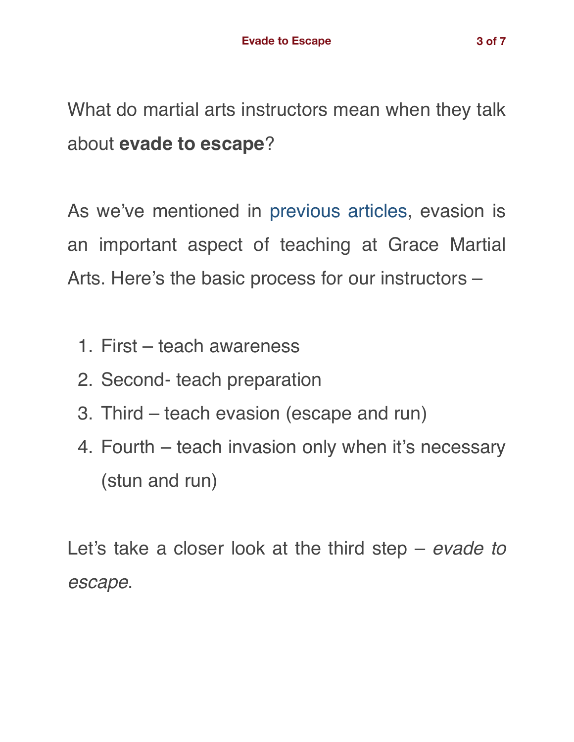What do martial arts instructors mean when they talk about **evade to escape**?

As we've mentioned in previous articles, evasion is an important aspect of teaching at Grace Martial Arts. Here's the basic process for our instructors –

1. First – teach awareness
2. Second- teach preparation
3. Third – teach evasion (escape and run)
4. Fourth – teach invasion only when it's necessary (stun and run)

Let's take a closer look at the third step – *evade to escape*.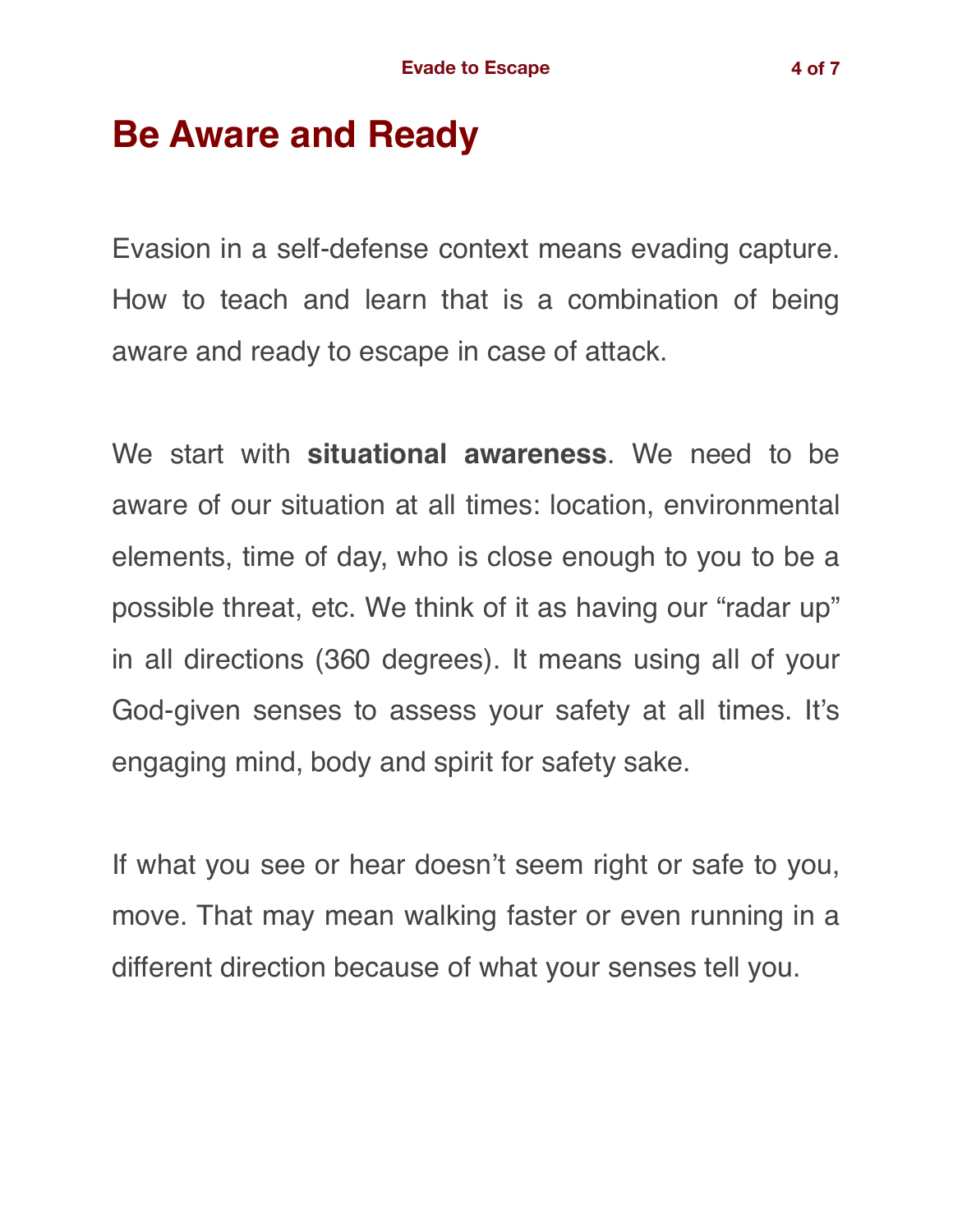# Be Aware and Ready

Evasion in a self-defense context means evading capture. How to teach and learn that is a combination of being aware and ready to escape in case of attack.

We start with **situational awareness**. We need to be aware of our situation at all times: location, environmental elements, time of day, who is close enough to you to be a possible threat, etc. We think of it as having our “radar up” in all directions (360 degrees). It means using all of your God-given senses to assess your safety at all times. It’s engaging mind, body and spirit for safety sake.

If what you see or hear doesn’t seem right or safe to you, move. That may mean walking faster or even running in a different direction because of what your senses tell you.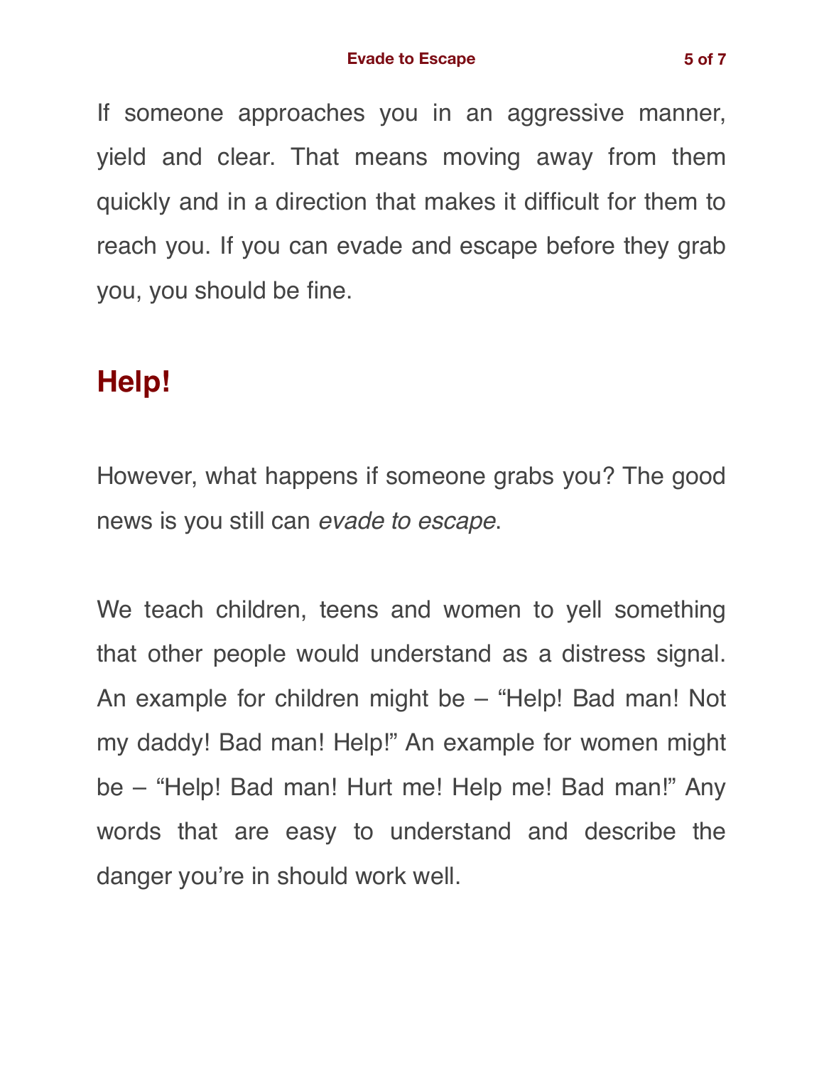If someone approaches you in an aggressive manner, yield and clear. That means moving away from them quickly and in a direction that makes it difficult for them to reach you. If you can evade and escape before they grab you, you should be fine.

## Help!

However, what happens if someone grabs you? The good news is you still can *evade to escape*.

We teach children, teens and women to yell something that other people would understand as a distress signal. An example for children might be – “Help! Bad man! Not my daddy! Bad man! Help!” An example for women might be – “Help! Bad man! Hurt me! Help me! Bad man!” Any words that are easy to understand and describe the danger you’re in should work well.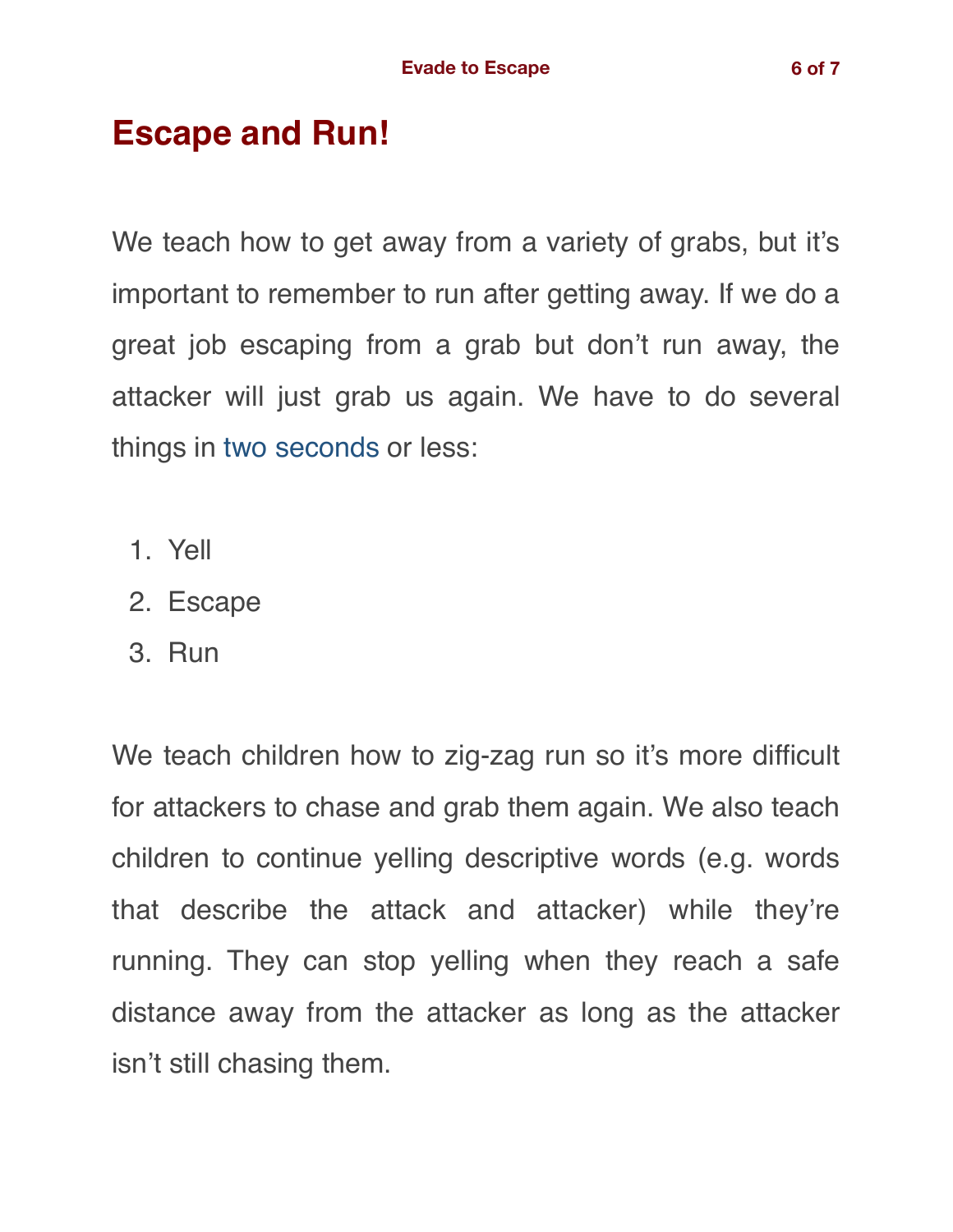# Escape and Run!

We teach how to get away from a variety of grabs, but it's important to remember to run after getting away. If we do a great job escaping from a grab but don't run away, the attacker will just grab us again. We have to do several things in two seconds or less:

1. Yell
2. Escape
3. Run

We teach children how to zig-zag run so it's more difficult for attackers to chase and grab them again. We also teach children to continue yelling descriptive words (e.g. words that describe the attack and attacker) while they're running. They can stop yelling when they reach a safe distance away from the attacker as long as the attacker isn't still chasing them.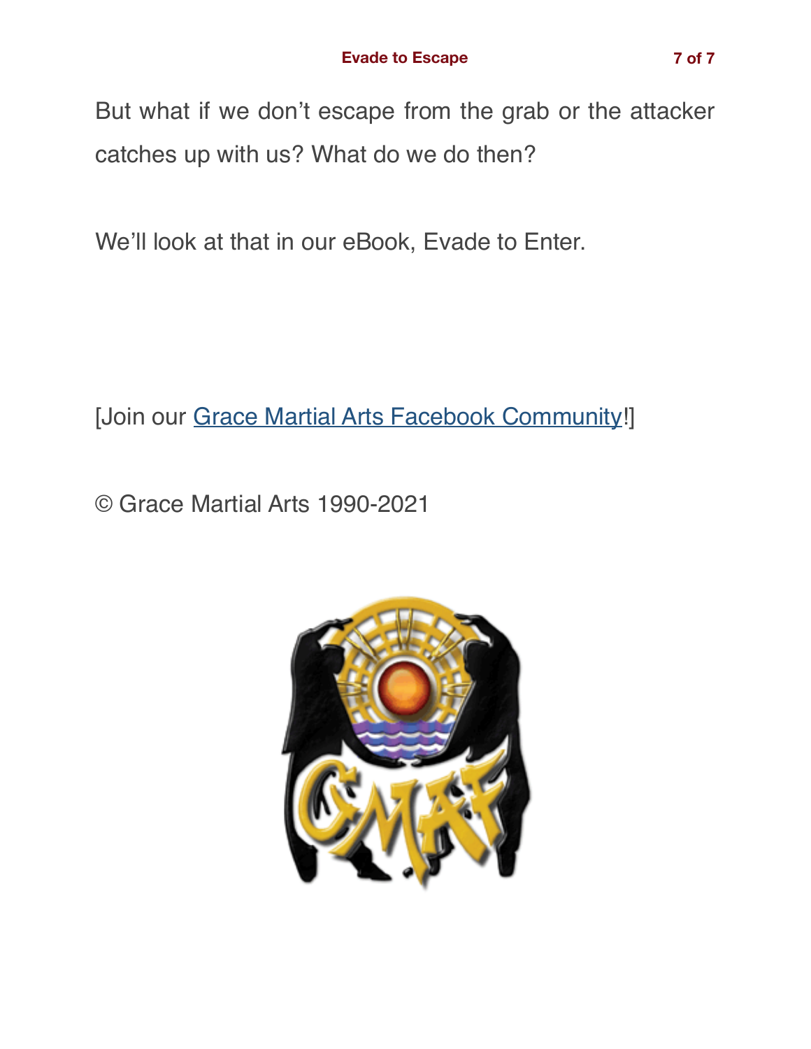But what if we don't escape from the grab or the attacker catches up with us? What do we do then?

We'll look at that in our eBook, Evade to Enter.

[Join our Grace Martial Arts Facebook Community!]

© Grace Martial Arts 1990-2021